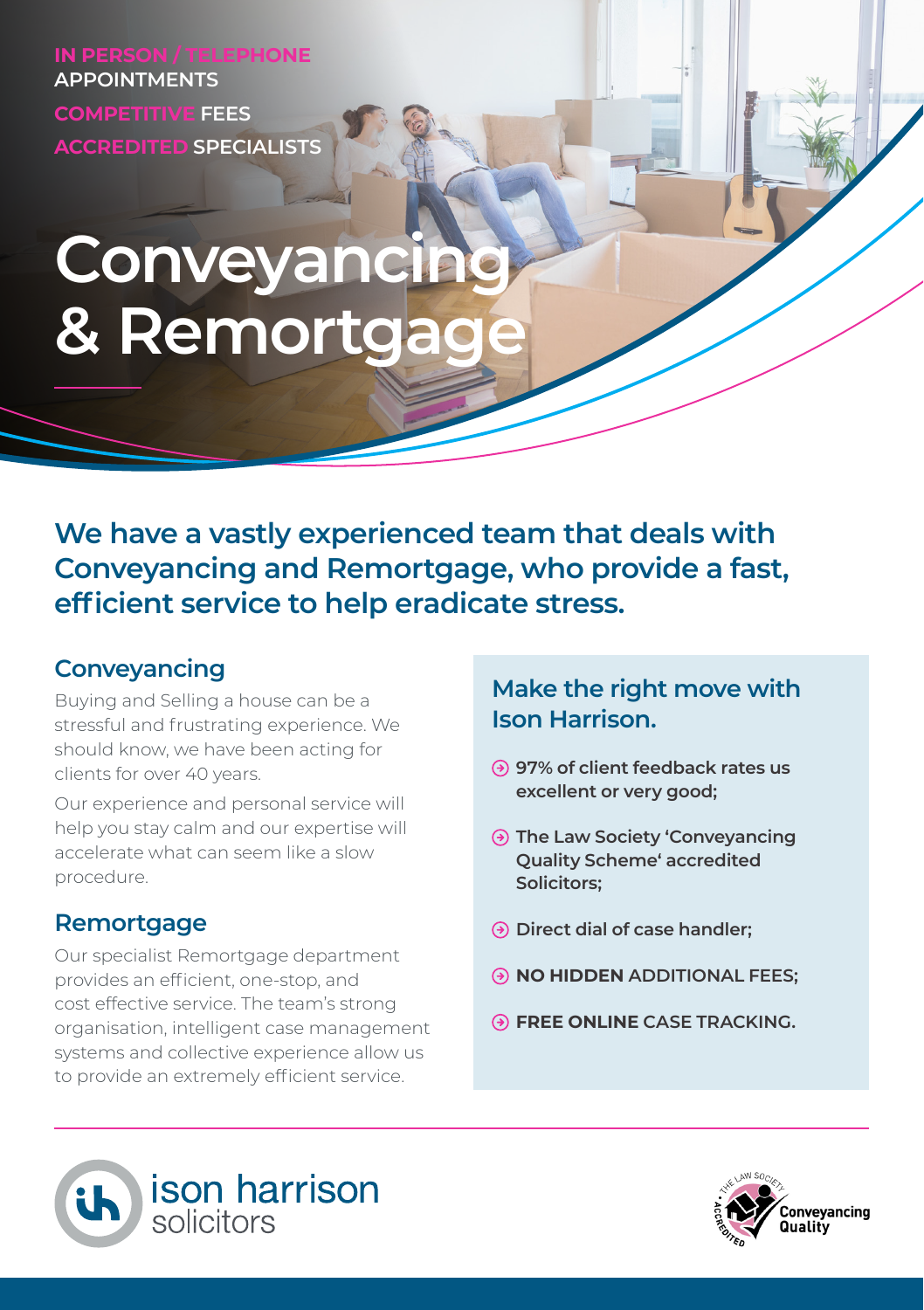IN PERSON / TELEPHONE APPOINTMENTS

COMPETITIVE FEES

ACCREDITED SPECIALISTS

# Conveyancing & Remortgage

**We have a vastly experienced team that deals with Conveyancing and Remortgage, who provide a fast, efficient service to help eradicate stress.**

## Conveyancing

Buying and Selling a house can be a stressful and frustrating experience. We should know, we have been acting for clients for over 40 years.

Our experience and personal service will help you stay calm and our expertise will accelerate what can seem like a slow procedure.

## Remortgage

Our specialist Remortgage department provides an efficient, one-stop, and cost effective service. The team's strong organisation, intelligent case management systems and collective experience allow us to provide an extremely efficient service.

## Make the right move with Ison Harrison.

- **97% of client feedback rates us excellent or very good;**
- **The Law Society 'Conveyancing Quality Scheme' accredited Solicitors;**
- **Direct dial of case handler;**
- **NO HIDDEN** ADDITIONAL FEES;
- **FREE ONLINE** CASE TRACKING.

ison harrison solicitors

The Law Society Accredited Conveyancing Quality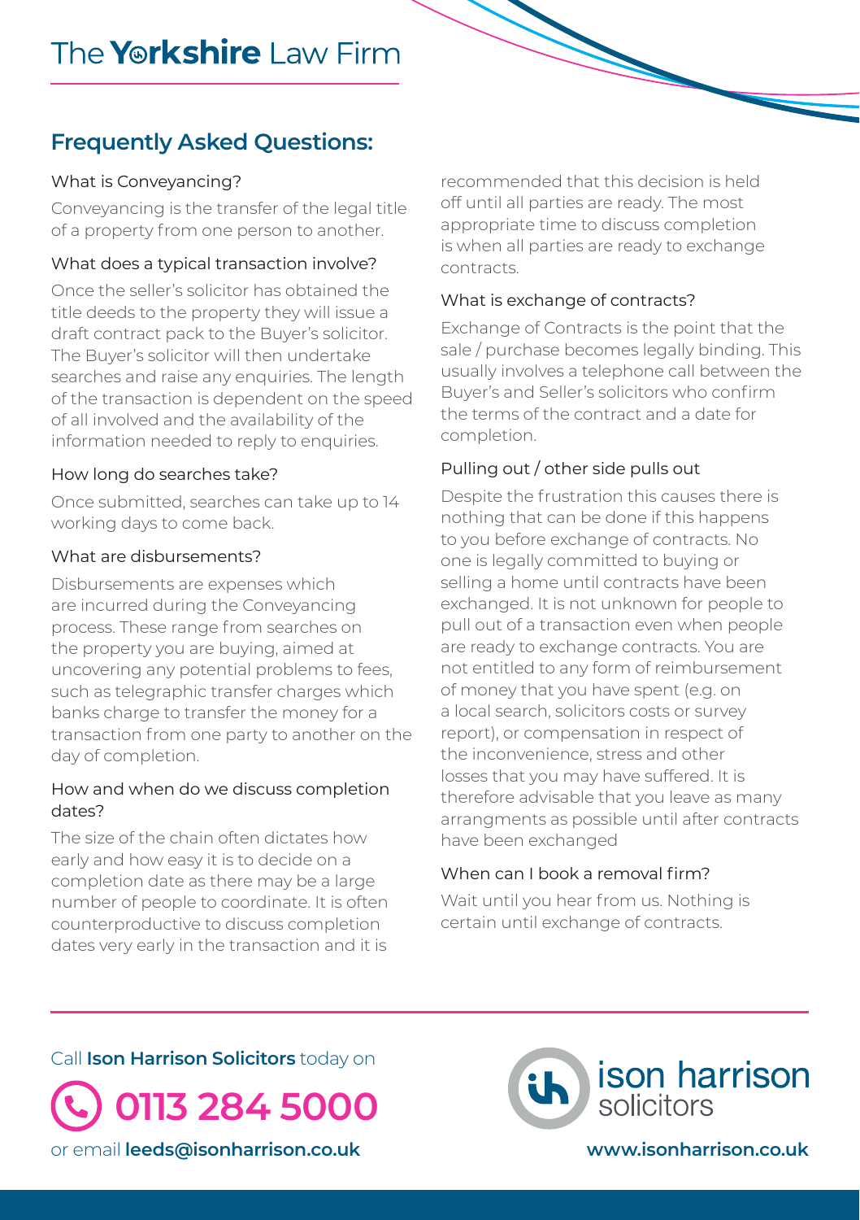# The Yorkshire Law Firm

## Frequently Asked Questions:

### What is Conveyancing?

Conveyancing is the transfer of the legal title of a property from one person to another.

### What does a typical transaction involve?

Once the seller's solicitor has obtained the title deeds to the property they will issue a draft contract pack to the Buyer's solicitor. The Buyer's solicitor will then undertake searches and raise any enquiries. The length of the transaction is dependent on the speed of all involved and the availability of the information needed to reply to enquiries.

### How long do searches take?

Once submitted, searches can take up to 14 working days to come back.

### What are disbursements?

Disbursements are expenses which are incurred during the Conveyancing process. These range from searches on the property you are buying, aimed at uncovering any potential problems to fees, such as telegraphic transfer charges which banks charge to transfer the money for a transaction from one party to another on the day of completion.

### How and when do we discuss completion dates?

The size of the chain often dictates how early and how easy it is to decide on a completion date as there may be a large number of people to coordinate. It is often counterproductive to discuss completion dates very early in the transaction and it is recommended that this decision is held off until all parties are ready. The most appropriate time to discuss completion is when all parties are ready to exchange contracts.

### What is exchange of contracts?

Exchange of Contracts is the point that the sale / purchase becomes legally binding. This usually involves a telephone call between the Buyer's and Seller's solicitors who confirm the terms of the contract and a date for completion.

### Pulling out / other side pulls out

Despite the frustration this causes there is nothing that can be done if this happens to you before exchange of contracts. No one is legally committed to buying or selling a home until contracts have been exchanged. It is not unknown for people to pull out of a transaction even when people are ready to exchange contracts. You are not entitled to any form of reimbursement of money that you have spent (e.g. on a local search, solicitors costs or survey report), or compensation in respect of the inconvenience, stress and other losses that you may have suffered. It is therefore advisable that you leave as many arrangments as possible until after contracts have been exchanged

### When can I book a removal firm?

Wait until you hear from us. Nothing is certain until exchange of contracts.

---

Call **Ison Harrison Solicitors** today on

**0113 284 5000**

or email **leeds@isonharrison.co.uk**

ison harrison solicitors

**www.isonharrison.co.uk**